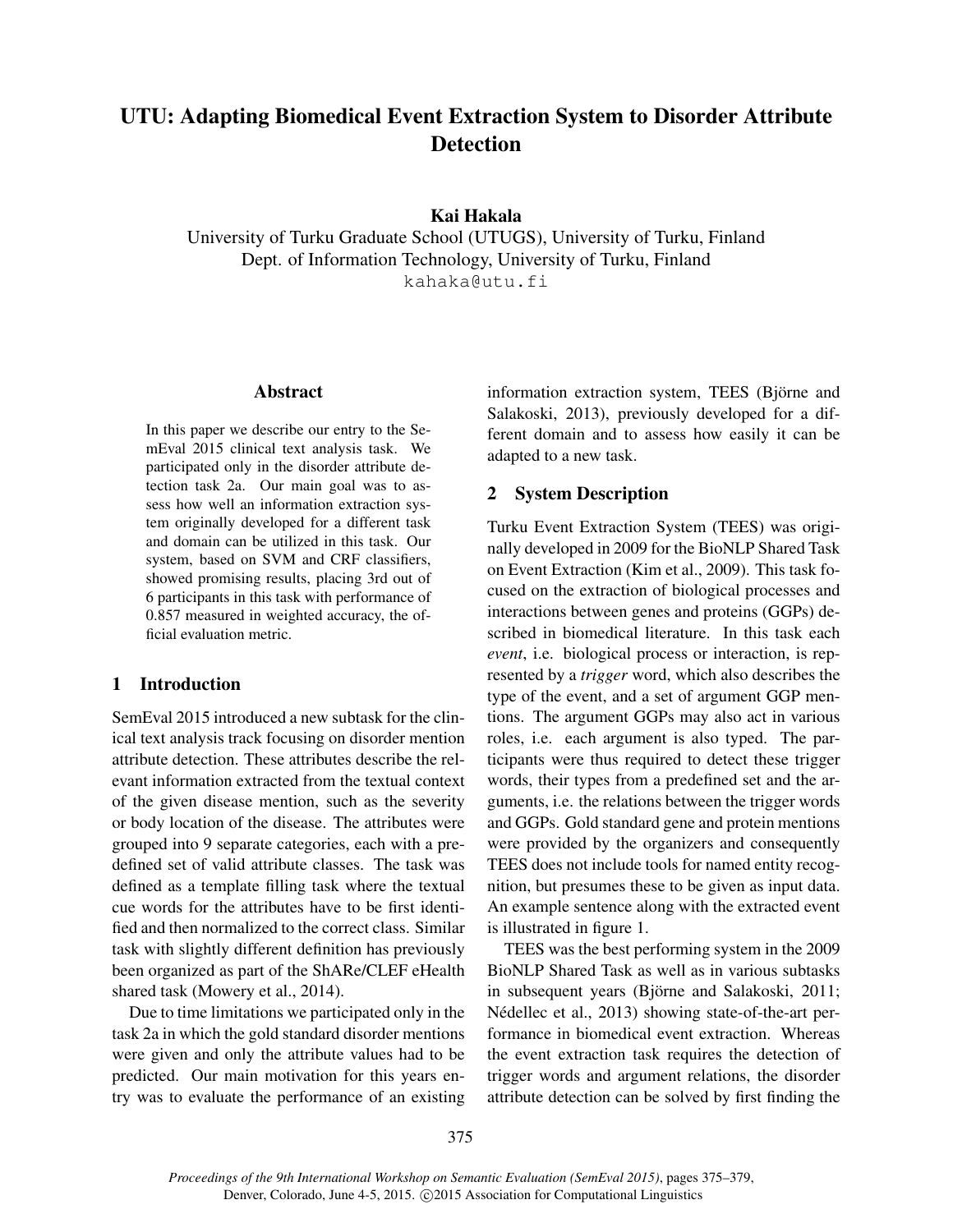# UTU: Adapting Biomedical Event Extraction System to Disorder Attribute Detection

**Kai Hakala**

University of Turku Graduate School (UTUGS), University of Turku, Finland
Dept. of Information Technology, University of Turku, Finland
kahaka@utu.fi

## Abstract

In this paper we describe our entry to the SemEval 2015 clinical text analysis task. We participated only in the disorder attribute detection task 2a. Our main goal was to assess how well an information extraction system originally developed for a different task and domain can be utilized in this task. Our system, based on SVM and CRF classifiers, showed promising results, placing 3rd out of 6 participants in this task with performance of 0.857 measured in weighted accuracy, the official evaluation metric.

## 1 Introduction

SemEval 2015 introduced a new subtask for the clinical text analysis track focusing on disorder mention attribute detection. These attributes describe the relevant information extracted from the textual context of the given disease mention, such as the severity or body location of the disease. The attributes were grouped into 9 separate categories, each with a predefined set of valid attribute classes. The task was defined as a template filling task where the textual cue words for the attributes have to be first identified and then normalized to the correct class. Similar task with slightly different definition has previously been organized as part of the ShARe/CLEF eHealth shared task (Mowery et al., 2014).

Due to time limitations we participated only in the task 2a in which the gold standard disorder mentions were given and only the attribute values had to be predicted. Our main motivation for this years entry was to evaluate the performance of an existing information extraction system, TEES (Björne and Salakoski, 2013), previously developed for a different domain and to assess how easily it can be adapted to a new task.

## 2 System Description

Turku Event Extraction System (TEES) was originally developed in 2009 for the BioNLP Shared Task on Event Extraction (Kim et al., 2009). This task focused on the extraction of biological processes and interactions between genes and proteins (GGPs) described in biomedical literature. In this task each *event*, i.e. biological process or interaction, is represented by a *trigger* word, which also describes the type of the event, and a set of argument GGP mentions. The argument GGPs may also act in various roles, i.e. each argument is also typed. The participants were thus required to detect these trigger words, their types from a predefined set and the arguments, i.e. the relations between the trigger words and GGPs. Gold standard gene and protein mentions were provided by the organizers and consequently TEES does not include tools for named entity recognition, but presumes these to be given as input data. An example sentence along with the extracted event is illustrated in figure 1.

TEES was the best performing system in the 2009 BioNLP Shared Task as well as in various subtasks in subsequent years (Björne and Salakoski, 2011; Nédellec et al., 2013) showing state-of-the-art performance in biomedical event extraction. Whereas the event extraction task requires the detection of trigger words and argument relations, the disorder attribute detection can be solved by first finding the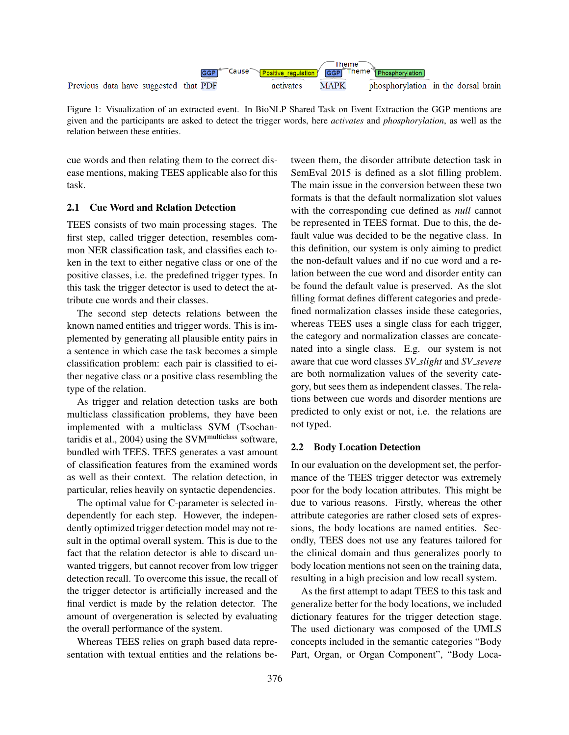Previous data have suggested that PDF activates MAPK phosphorylation in the dorsal brain

Figure 1: Visualization of an extracted event. In BioNLP Shared Task on Event Extraction the GGP mentions are given and the participants are asked to detect the trigger words, here *activates* and *phosphorylation*, as well as the relation between these entities.

cue words and then relating them to the correct disease mentions, making TEES applicable also for this task.

### 2.1 Cue Word and Relation Detection

TEES consists of two main processing stages. The first step, called trigger detection, resembles common NER classification task, and classifies each token in the text to either negative class or one of the positive classes, i.e. the predefined trigger types. In this task the trigger detector is used to detect the attribute cue words and their classes.

The second step detects relations between the known named entities and trigger words. This is implemented by generating all plausible entity pairs in a sentence in which case the task becomes a simple classification problem: each pair is classified to either negative class or a positive class resembling the type of the relation.

As trigger and relation detection tasks are both multiclass classification problems, they have been implemented with a multiclass SVM (Tsochantaridis et al., 2004) using the SVM[multiclass] software, bundled with TEES. TEES generates a vast amount of classification features from the examined words as well as their context. The relation detection, in particular, relies heavily on syntactic dependencies.

The optimal value for C-parameter is selected independently for each step. However, the independently optimized trigger detection model may not result in the optimal overall system. This is due to the fact that the relation detector is able to discard unwanted triggers, but cannot recover from low trigger detection recall. To overcome this issue, the recall of the trigger detector is artificially increased and the final verdict is made by the relation detector. The amount of overgeneration is selected by evaluating the overall performance of the system.

Whereas TEES relies on graph based data representation with textual entities and the relations between them, the disorder attribute detection task in SemEval 2015 is defined as a slot filling problem. The main issue in the conversion between these two formats is that the default normalization slot values with the corresponding cue defined as *null* cannot be represented in TEES format. Due to this, the default value was decided to be the negative class. In this definition, our system is only aiming to predict the non-default values and if no cue word and a relation between the cue word and disorder entity can be found the default value is preserved. As the slot filling format defines different categories and predefined normalization classes inside these categories, whereas TEES uses a single class for each trigger, the category and normalization classes are concatenated into a single class. E.g. our system is not aware that cue word classes *SV_slight* and *SV_severe* are both normalization values of the severity category, but sees them as independent classes. The relations between cue words and disorder mentions are predicted to only exist or not, i.e. the relations are not typed.

### 2.2 Body Location Detection

In our evaluation on the development set, the performance of the TEES trigger detector was extremely poor for the body location attributes. This might be due to various reasons. Firstly, whereas the other attribute categories are rather closed sets of expressions, the body locations are named entities. Secondly, TEES does not use any features tailored for the clinical domain and thus generalizes poorly to body location mentions not seen on the training data, resulting in a high precision and low recall system.

As the first attempt to adapt TEES to this task and generalize better for the body locations, we included dictionary features for the trigger detection stage. The used dictionary was composed of the UMLS concepts included in the semantic categories "Body Part, Organ, or Organ Component", "Body Loca-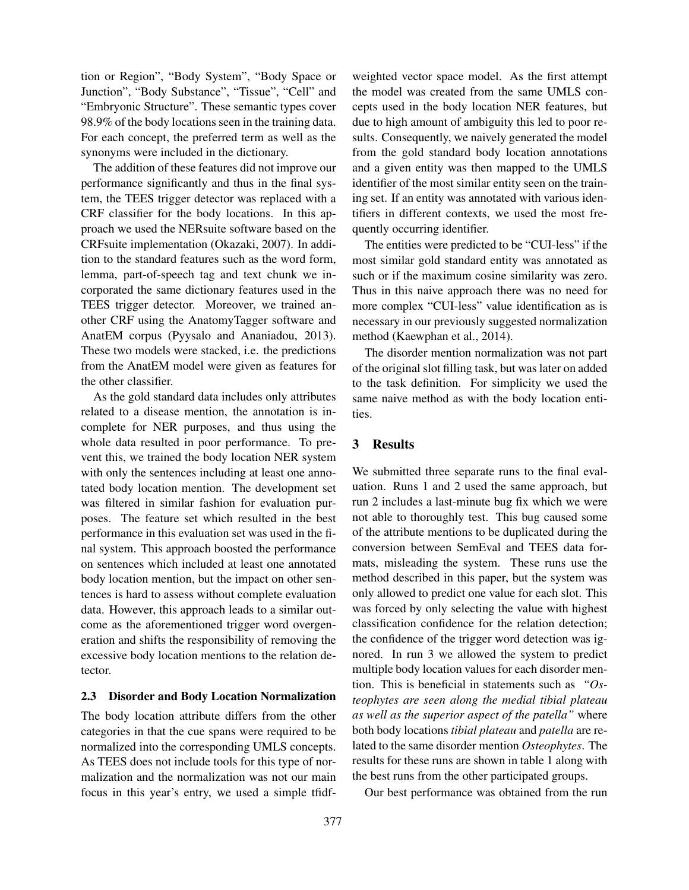tion or Region", "Body System", "Body Space or Junction", "Body Substance", "Tissue", "Cell" and "Embryonic Structure". These semantic types cover 98.9% of the body locations seen in the training data. For each concept, the preferred term as well as the synonyms were included in the dictionary.

The addition of these features did not improve our performance significantly and thus in the final system, the TEES trigger detector was replaced with a CRF classifier for the body locations. In this approach we used the NERsuite software based on the CRFsuite implementation (Okazaki, 2007). In addition to the standard features such as the word form, lemma, part-of-speech tag and text chunk we incorporated the same dictionary features used in the TEES trigger detector. Moreover, we trained another CRF using the AnatomyTagger software and AnatEM corpus (Pyysalo and Ananiadou, 2013). These two models were stacked, i.e. the predictions from the AnatEM model were given as features for the other classifier.

As the gold standard data includes only attributes related to a disease mention, the annotation is incomplete for NER purposes, and thus using the whole data resulted in poor performance. To prevent this, we trained the body location NER system with only the sentences including at least one annotated body location mention. The development set was filtered in similar fashion for evaluation purposes. The feature set which resulted in the best performance in this evaluation set was used in the final system. This approach boosted the performance on sentences which included at least one annotated body location mention, but the impact on other sentences is hard to assess without complete evaluation data. However, this approach leads to a similar outcome as the aforementioned trigger word overgeneration and shifts the responsibility of removing the excessive body location mentions to the relation detector.

### 2.3 Disorder and Body Location Normalization

The body location attribute differs from the other categories in that the cue spans were required to be normalized into the corresponding UMLS concepts. As TEES does not include tools for this type of normalization and the normalization was not our main focus in this year's entry, we used a simple tfidf-weighted vector space model. As the first attempt the model was created from the same UMLS concepts used in the body location NER features, but due to high amount of ambiguity this led to poor results. Consequently, we naively generated the model from the gold standard body location annotations and a given entity was then mapped to the UMLS identifier of the most similar entity seen on the training set. If an entity was annotated with various identifiers in different contexts, we used the most frequently occurring identifier.

The entities were predicted to be "CUI-less" if the most similar gold standard entity was annotated as such or if the maximum cosine similarity was zero. Thus in this naive approach there was no need for more complex "CUI-less" value identification as is necessary in our previously suggested normalization method (Kaewphan et al., 2014).

The disorder mention normalization was not part of the original slot filling task, but was later on added to the task definition. For simplicity we used the same naive method as with the body location entities.

## 3 Results

We submitted three separate runs to the final evaluation. Runs 1 and 2 used the same approach, but run 2 includes a last-minute bug fix which we were not able to thoroughly test. This bug caused some of the attribute mentions to be duplicated during the conversion between SemEval and TEES data formats, misleading the system. These runs use the method described in this paper, but the system was only allowed to predict one value for each slot. This was forced by only selecting the value with highest classification confidence for the relation detection; the confidence of the trigger word detection was ignored. In run 3 we allowed the system to predict multiple body location values for each disorder mention. This is beneficial in statements such as *"Osteophytes are seen along the medial tibial plateau as well as the superior aspect of the patella"* where both body locations *tibial plateau* and *patella* are related to the same disorder mention *Osteophytes*. The results for these runs are shown in table 1 along with the best runs from the other participated groups.

Our best performance was obtained from the run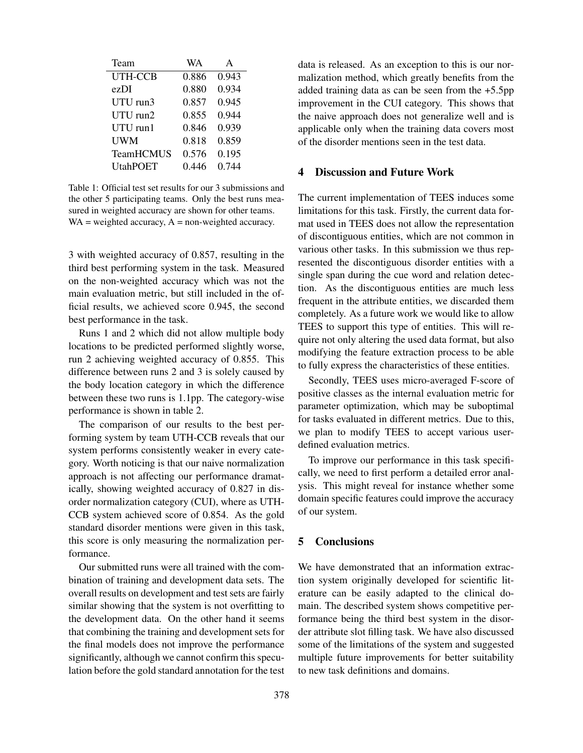| Team | WA | A |
| --- | --- | --- |
| UTH-CCB | 0.886 | 0.943 |
| ezDI | 0.880 | 0.934 |
| UTU run3 | 0.857 | 0.945 |
| UTU run2 | 0.855 | 0.944 |
| UTU run1 | 0.846 | 0.939 |
| UWM | 0.818 | 0.859 |
| TeamHCMUS | 0.576 | 0.195 |
| UtahPOET | 0.446 | 0.744 |

Table 1: Official test set results for our 3 submissions and the other 5 participating teams. Only the best runs measured in weighted accuracy are shown for other teams. WA = weighted accuracy, A = non-weighted accuracy.

3 with weighted accuracy of 0.857, resulting in the third best performing system in the task. Measured on the non-weighted accuracy which was not the main evaluation metric, but still included in the official results, we achieved score 0.945, the second best performance in the task.

Runs 1 and 2 which did not allow multiple body locations to be predicted performed slightly worse, run 2 achieving weighted accuracy of 0.855. This difference between runs 2 and 3 is solely caused by the body location category in which the difference between these two runs is 1.1pp. The category-wise performance is shown in table 2.

The comparison of our results to the best performing system by team UTH-CCB reveals that our system performs consistently weaker in every category. Worth noticing is that our naive normalization approach is not affecting our performance dramatically, showing weighted accuracy of 0.827 in disorder normalization category (CUI), where as UTH-CCB system achieved score of 0.854. As the gold standard disorder mentions were given in this task, this score is only measuring the normalization performance.

Our submitted runs were all trained with the combination of training and development data sets. The overall results on development and test sets are fairly similar showing that the system is not overfitting to the development data. On the other hand it seems that combining the training and development sets for the final models does not improve the performance significantly, although we cannot confirm this speculation before the gold standard annotation for the test data is released. As an exception to this is our normalization method, which greatly benefits from the added training data as can be seen from the +5.5pp improvement in the CUI category. This shows that the naive approach does not generalize well and is applicable only when the training data covers most of the disorder mentions seen in the test data.

## 4 Discussion and Future Work

The current implementation of TEES induces some limitations for this task. Firstly, the current data format used in TEES does not allow the representation of discontiguous entities, which are not common in various other tasks. In this submission we thus represented the discontiguous disorder entities with a single span during the cue word and relation detection. As the discontiguous entities are much less frequent in the attribute entities, we discarded them completely. As a future work we would like to allow TEES to support this type of entities. This will require not only altering the used data format, but also modifying the feature extraction process to be able to fully express the characteristics of these entities.

Secondly, TEES uses micro-averaged F-score of positive classes as the internal evaluation metric for parameter optimization, which may be suboptimal for tasks evaluated in different metrics. Due to this, we plan to modify TEES to accept various user-defined evaluation metrics.

To improve our performance in this task specifically, we need to first perform a detailed error analysis. This might reveal for instance whether some domain specific features could improve the accuracy of our system.

## 5 Conclusions

We have demonstrated that an information extraction system originally developed for scientific literature can be easily adapted to the clinical domain. The described system shows competitive performance being the third best system in the disorder attribute slot filling task. We have also discussed some of the limitations of the system and suggested multiple future improvements for better suitability to new task definitions and domains.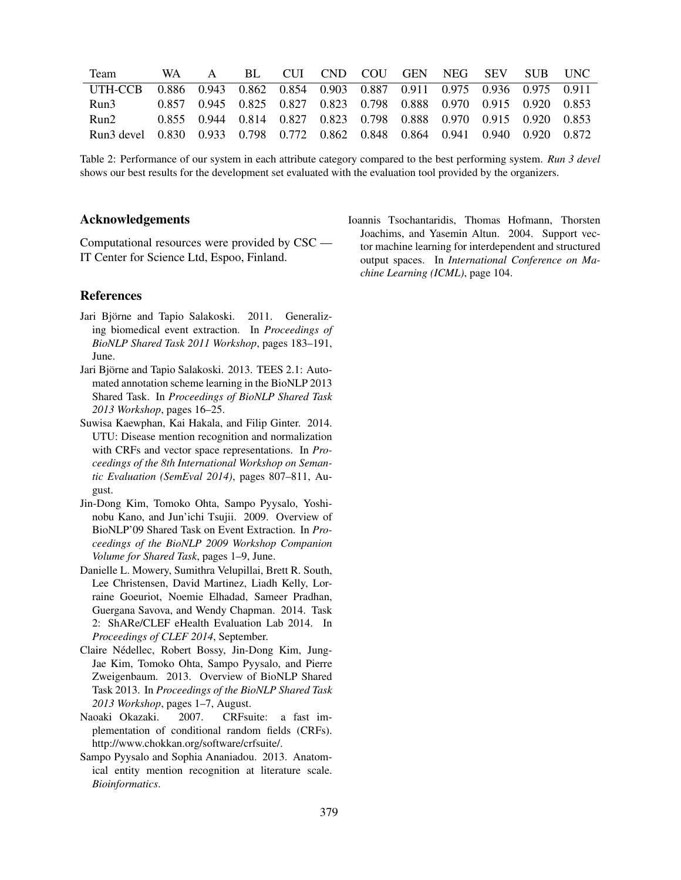| Team | WA | A | BL | CUI | CND | COU | GEN | NEG | SEV | SUB | UNC |
|---|---|---|---|---|---|---|---|---|---|---|---|
| UTH-CCB | 0.886 | 0.943 | 0.862 | 0.854 | 0.903 | 0.887 | 0.911 | 0.975 | 0.936 | 0.975 | 0.911 |
| Run3 | 0.857 | 0.945 | 0.825 | 0.827 | 0.823 | 0.798 | 0.888 | 0.970 | 0.915 | 0.920 | 0.853 |
| Run2 | 0.855 | 0.944 | 0.814 | 0.827 | 0.823 | 0.798 | 0.888 | 0.970 | 0.915 | 0.920 | 0.853 |
| Run3 devel | 0.830 | 0.933 | 0.798 | 0.772 | 0.862 | 0.848 | 0.864 | 0.941 | 0.940 | 0.920 | 0.872 |

Table 2: Performance of our system in each attribute category compared to the best performing system. *Run 3 devel* shows our best results for the development set evaluated with the evaluation tool provided by the organizers.

## Acknowledgements

Computational resources were provided by CSC — IT Center for Science Ltd, Espoo, Finland.

## References

Jari Björne and Tapio Salakoski. 2011. Generalizing biomedical event extraction. In *Proceedings of BioNLP Shared Task 2011 Workshop*, pages 183–191, June.

Jari Björne and Tapio Salakoski. 2013. TEES 2.1: Automated annotation scheme learning in the BioNLP 2013 Shared Task. In *Proceedings of BioNLP Shared Task 2013 Workshop*, pages 16–25.

Suwisa Kaewphan, Kai Hakala, and Filip Ginter. 2014. UTU: Disease mention recognition and normalization with CRFs and vector space representations. In *Proceedings of the 8th International Workshop on Semantic Evaluation (SemEval 2014)*, pages 807–811, August.

Jin-Dong Kim, Tomoko Ohta, Sampo Pyysalo, Yoshinobu Kano, and Jun'ichi Tsujii. 2009. Overview of BioNLP'09 Shared Task on Event Extraction. In *Proceedings of the BioNLP 2009 Workshop Companion Volume for Shared Task*, pages 1–9, June.

Danielle L. Mowery, Sumithra Velupillai, Brett R. South, Lee Christensen, David Martinez, Liadh Kelly, Lorraine Goeuriot, Noemie Elhadad, Sameer Pradhan, Guergana Savova, and Wendy Chapman. 2014. Task 2: ShARe/CLEF eHealth Evaluation Lab 2014. In *Proceedings of CLEF 2014*, September.

Claire Nédellec, Robert Bossy, Jin-Dong Kim, Jung-Jae Kim, Tomoko Ohta, Sampo Pyysalo, and Pierre Zweigenbaum. 2013. Overview of BioNLP Shared Task 2013. In *Proceedings of the BioNLP Shared Task 2013 Workshop*, pages 1–7, August.

Naoaki Okazaki. 2007. CRFsuite: a fast implementation of conditional random fields (CRFs). http://www.chokkan.org/software/crfsuite/.

Sampo Pyysalo and Sophia Ananiadou. 2013. Anatomical entity mention recognition at literature scale. *Bioinformatics*.

Ioannis Tsochantaridis, Thomas Hofmann, Thorsten Joachims, and Yasemin Altun. 2004. Support vector machine learning for interdependent and structured output spaces. In *International Conference on Machine Learning (ICML)*, page 104.